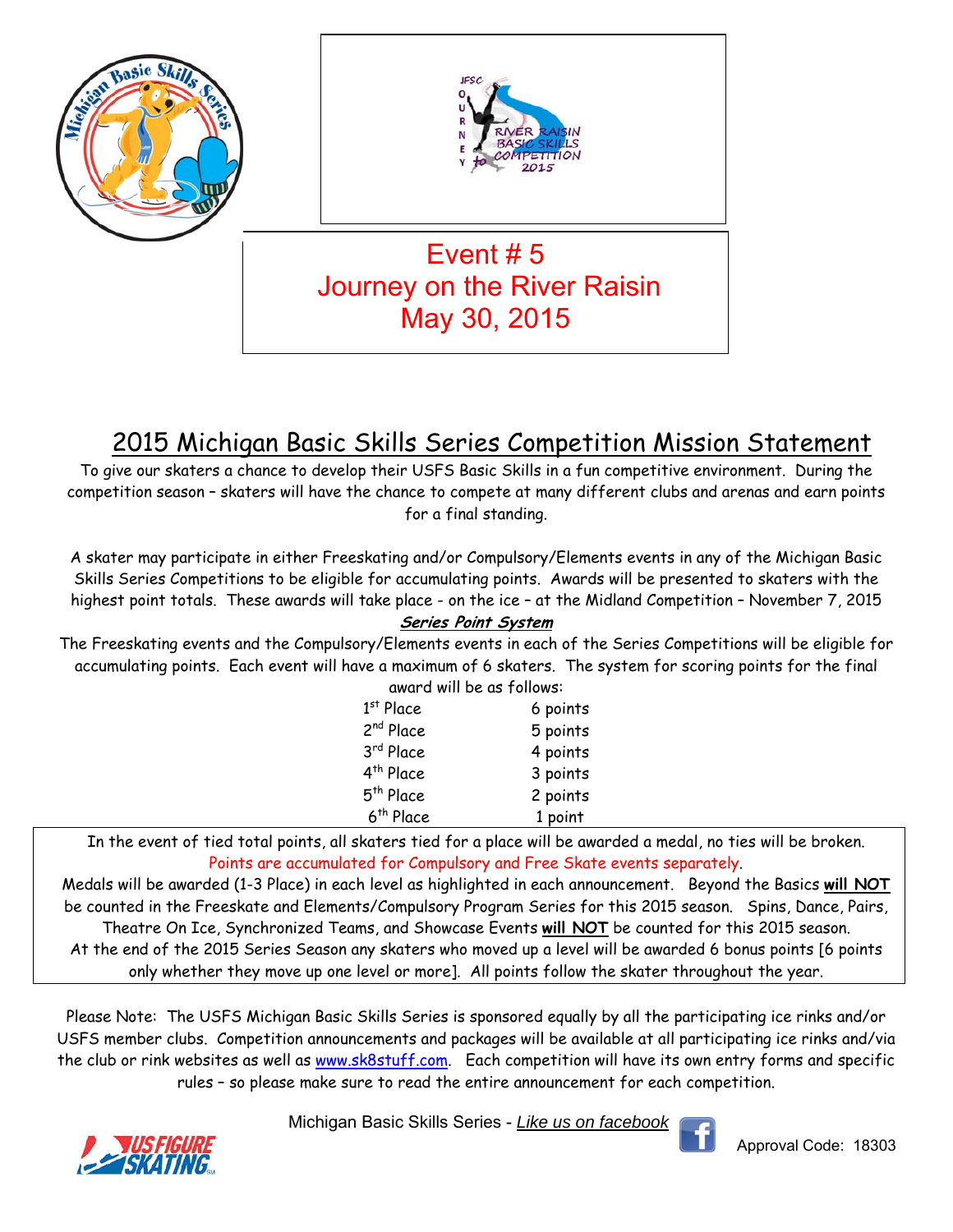# Event # 5
# Journey on the River Raisin
# May 30, 2015

## 2015 Michigan Basic Skills Series Competition Mission Statement

To give our skaters a chance to develop their USFS Basic Skills in a fun competitive environment. During the competition season – skaters will have the chance to compete at many different clubs and arenas and earn points for a final standing.

A skater may participate in either Freeskating and/or Compulsory/Elements events in any of the Michigan Basic Skills Series Competitions to be eligible for accumulating points. Awards will be presented to skaters with the highest point totals. These awards will take place - on the ice – at the Midland Competition – November 7, 2015

***Series Point System***

The Freeskating events and the Compulsory/Elements events in each of the Series Competitions will be eligible for accumulating points. Each event will have a maximum of 6 skaters. The system for scoring points for the final award will be as follows:

| Place | Points |
|---|---|
| 1st Place | 6 points |
| 2nd Place | 5 points |
| 3rd Place | 4 points |
| 4th Place | 3 points |
| 5th Place | 2 points |
| 6th Place | 1 point |

In the event of tied total points, all skaters tied for a place will be awarded a medal, no ties will be broken.
Points are accumulated for Compulsory and Free Skate events separately.
Medals will be awarded (1-3 Place) in each level as highlighted in each announcement. Beyond the Basics **will NOT** be counted in the Freeskate and Elements/Compulsory Program Series for this 2015 season. Spins, Dance, Pairs, Theatre On Ice, Synchronized Teams, and Showcase Events **will NOT** be counted for this 2015 season.
At the end of the 2015 Series Season any skaters who moved up a level will be awarded 6 bonus points [6 points only whether they move up one level or more]. All points follow the skater throughout the year.

Please Note: The USFS Michigan Basic Skills Series is sponsored equally by all the participating ice rinks and/or USFS member clubs. Competition announcements and packages will be available at all participating ice rinks and/via the club or rink websites as well as www.sk8stuff.com. Each competition will have its own entry forms and specific rules – so please make sure to read the entire announcement for each competition.

Michigan Basic Skills Series - *Like us on facebook*

Approval Code: 18303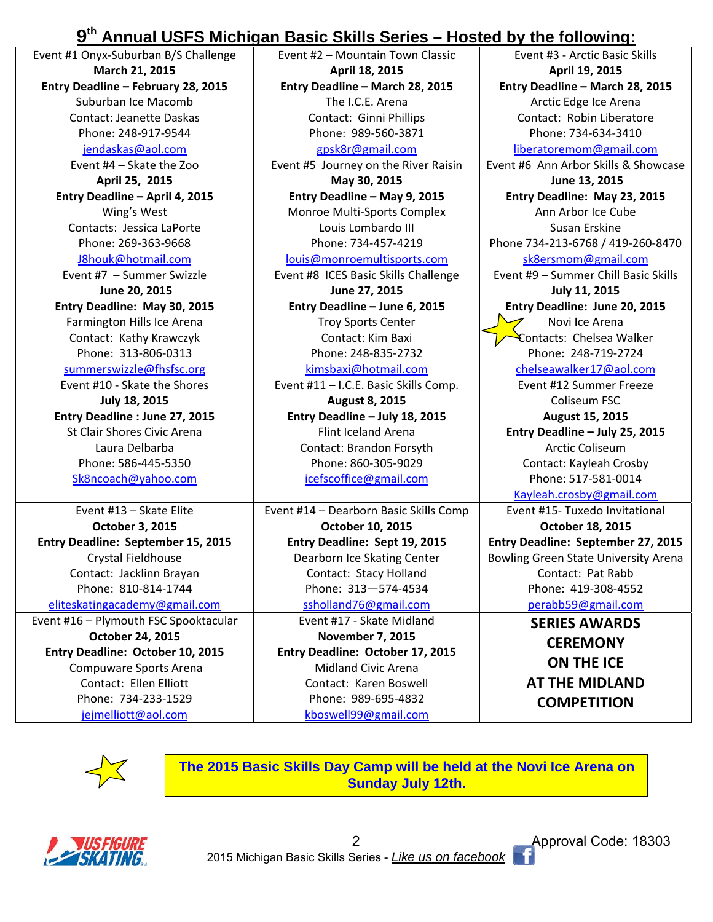# 9th Annual USFS Michigan Basic Skills Series – Hosted by the following:

| | | |
|---|---|---|
| Event #1 Onyx-Suburban B/S Challenge<br>**March 21, 2015**<br>**Entry Deadline – February 28, 2015**<br>Suburban Ice Macomb<br>Contact: Jeanette Daskas<br>Phone: 248-917-9544<br>jendaskas@aol.com | Event #2 – Mountain Town Classic<br>**April 18, 2015**<br>**Entry Deadline – March 28, 2015**<br>The I.C.E. Arena<br>Contact: Ginni Phillips<br>Phone: 989-560-3871<br>gpsk8r@gmail.com | Event #3 - Arctic Basic Skills<br>**April 19, 2015**<br>**Entry Deadline – March 28, 2015**<br>Arctic Edge Ice Arena<br>Contact: Robin Liberatore<br>Phone: 734-634-3410<br>liberatoremom@gmail.com |
| Event #4 – Skate the Zoo<br>**April 25, 2015**<br>**Entry Deadline – April 4, 2015**<br>Wing's West<br>Contacts: Jessica LaPorte<br>Phone: 269-363-9668<br>J8houk@hotmail.com | Event #5 Journey on the River Raisin<br>**May 30, 2015**<br>**Entry Deadline – May 9, 2015**<br>Monroe Multi-Sports Complex<br>Louis Lombardo III<br>Phone: 734-457-4219<br>louis@monroemultisports.com | Event #6 Ann Arbor Skills & Showcase<br>**June 13, 2015**<br>**Entry Deadline: May 23, 2015**<br>Ann Arbor Ice Cube<br>Susan Erskine<br>Phone 734-213-6768 / 419-260-8470<br>sk8ersmom@gmail.com |
| Event #7 – Summer Swizzle<br>**June 20, 2015**<br>**Entry Deadline: May 30, 2015**<br>Farmington Hills Ice Arena<br>Contact: Kathy Krawczyk<br>Phone: 313-806-0313<br>summerswizzle@fhsfsc.org | Event #8 ICES Basic Skills Challenge<br>**June 27, 2015**<br>**Entry Deadline – June 6, 2015**<br>Troy Sports Center<br>Contact: Kim Baxi<br>Phone: 248-835-2732<br>kimsbaxi@hotmail.com | Event #9 – Summer Chill Basic Skills<br>**July 11, 2015**<br>**Entry Deadline: June 20, 2015**<br>Novi Ice Arena<br>Contacts: Chelsea Walker<br>Phone: 248-719-2724<br>chelseawalker17@aol.com |
| Event #10 - Skate the Shores<br>**July 18, 2015**<br>**Entry Deadline : June 27, 2015**<br>St Clair Shores Civic Arena<br>Laura Delbarba<br>Phone: 586-445-5350<br>Sk8ncoach@yahoo.com | Event #11 – I.C.E. Basic Skills Comp.<br>**August 8, 2015**<br>**Entry Deadline – July 18, 2015**<br>Flint Iceland Arena<br>Contact: Brandon Forsyth<br>Phone: 860-305-9029<br>icefscoffice@gmail.com | Event #12 Summer Freeze<br>Coliseum FSC<br>**August 15, 2015**<br>**Entry Deadline – July 25, 2015**<br>Arctic Coliseum<br>Contact: Kayleah Crosby<br>Phone: 517-581-0014<br>Kayleah.crosby@gmail.com |
| Event #13 – Skate Elite<br>**October 3, 2015**<br>**Entry Deadline: September 15, 2015**<br>Crystal Fieldhouse<br>Contact: Jacklinn Brayan<br>Phone: 810-814-1744<br>eliteskatingacademy@gmail.com | Event #14 – Dearborn Basic Skills Comp<br>**October 10, 2015**<br>**Entry Deadline: Sept 19, 2015**<br>Dearborn Ice Skating Center<br>Contact: Stacy Holland<br>Phone: 313—574-4534<br>ssholland76@gmail.com | Event #15- Tuxedo Invitational<br>**October 18, 2015**<br>**Entry Deadline: September 27, 2015**<br>Bowling Green State University Arena<br>Contact: Pat Rabb<br>Phone: 419-308-4552<br>perabb59@gmail.com |
| Event #16 – Plymouth FSC Spooktacular<br>**October 24, 2015**<br>**Entry Deadline: October 10, 2015**<br>Compuware Sports Arena<br>Contact: Ellen Elliott<br>Phone: 734-233-1529<br>jejmelliott@aol.com | Event #17 - Skate Midland<br>**November 7, 2015**<br>**Entry Deadline: October 17, 2015**<br>Midland Civic Arena<br>Contact: Karen Boswell<br>Phone: 989-695-4832<br>kboswell99@gmail.com | **SERIES AWARDS CEREMONY ON THE ICE AT THE MIDLAND COMPETITION** |

**The 2015 Basic Skills Day Camp will be held at the Novi Ice Arena on Sunday July 12th.**

Approval Code: 18303

2015 Michigan Basic Skills Series - *Like us on facebook*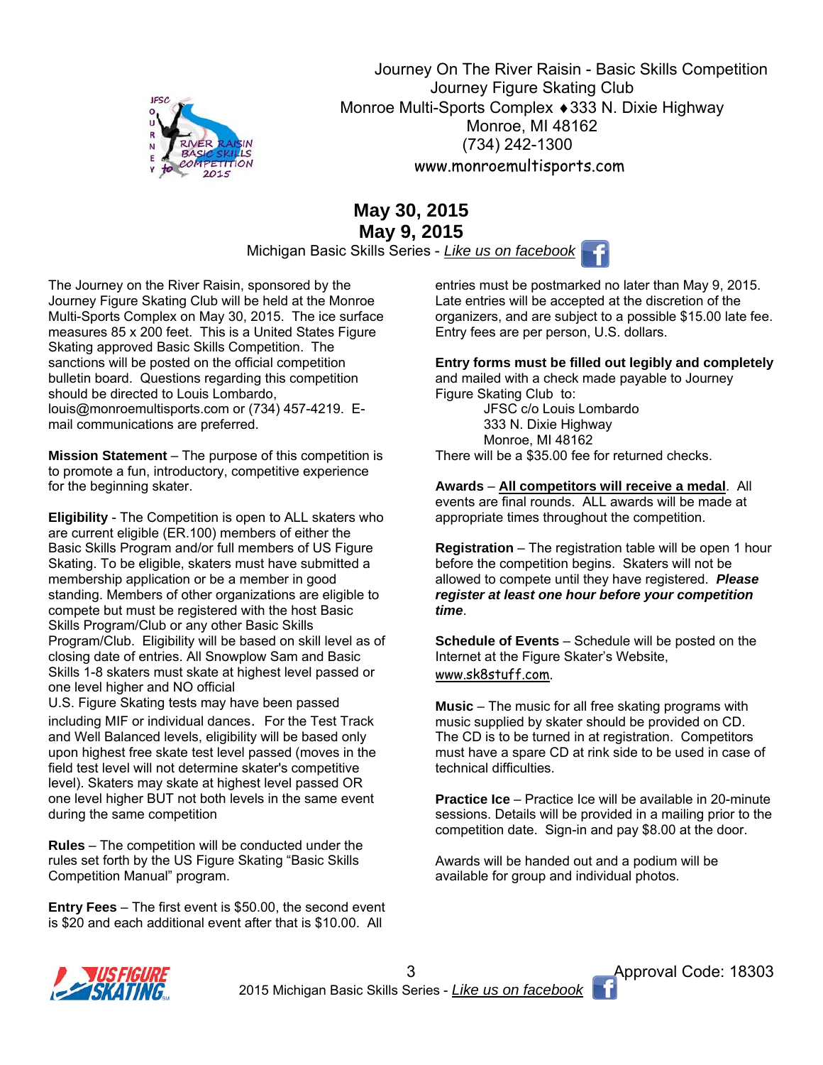Journey On The River Raisin - Basic Skills Competition
Journey Figure Skating Club
Monroe Multi-Sports Complex ♦333 N. Dixie Highway
Monroe, MI 48162
(734) 242-1300
www.monroemultisports.com

## May 30, 2015
## May 9, 2015

Michigan Basic Skills Series - *Like us on facebook*

The Journey on the River Raisin, sponsored by the Journey Figure Skating Club will be held at the Monroe Multi-Sports Complex on May 30, 2015. The ice surface measures 85 x 200 feet. This is a United States Figure Skating approved Basic Skills Competition. The sanctions will be posted on the official competition bulletin board. Questions regarding this competition should be directed to Louis Lombardo, louis@monroemultisports.com or (734) 457-4219. E-mail communications are preferred.

**Mission Statement** – The purpose of this competition is to promote a fun, introductory, competitive experience for the beginning skater.

**Eligibility** - The Competition is open to ALL skaters who are current eligible (ER.100) members of either the Basic Skills Program and/or full members of US Figure Skating. To be eligible, skaters must have submitted a membership application or be a member in good standing. Members of other organizations are eligible to compete but must be registered with the host Basic Skills Program/Club or any other Basic Skills Program/Club. Eligibility will be based on skill level as of closing date of entries. All Snowplow Sam and Basic Skills 1-8 skaters must skate at highest level passed or one level higher and NO official U.S. Figure Skating tests may have been passed including MIF or individual dances. For the Test Track and Well Balanced levels, eligibility will be based only upon highest free skate test level passed (moves in the field test level will not determine skater's competitive level). Skaters may skate at highest level passed OR one level higher BUT not both levels in the same event during the same competition

**Rules** – The competition will be conducted under the rules set forth by the US Figure Skating "Basic Skills Competition Manual" program.

**Entry Fees** – The first event is $50.00, the second event is $20 and each additional event after that is $10.00. All entries must be postmarked no later than May 9, 2015. Late entries will be accepted at the discretion of the organizers, and are subject to a possible $15.00 late fee. Entry fees are per person, U.S. dollars.

**Entry forms must be filled out legibly and completely** and mailed with a check made payable to Journey Figure Skating Club to:

JFSC c/o Louis Lombardo
333 N. Dixie Highway
Monroe, MI 48162

There will be a $35.00 fee for returned checks.

**Awards** – **<u>All competitors will receive a medal</u>**. All events are final rounds. ALL awards will be made at appropriate times throughout the competition.

**Registration** – The registration table will be open 1 hour before the competition begins. Skaters will not be allowed to compete until they have registered. ***Please register at least one hour before your competition time***.

**Schedule of Events** – Schedule will be posted on the Internet at the Figure Skater's Website, www.sk8stuff.com.

**Music** – The music for all free skating programs with music supplied by skater should be provided on CD. The CD is to be turned in at registration. Competitors must have a spare CD at rink side to be used in case of technical difficulties.

**Practice Ice** – Practice Ice will be available in 20-minute sessions. Details will be provided in a mailing prior to the competition date. Sign-in and pay $8.00 at the door.

Awards will be handed out and a podium will be available for group and individual photos.

Approval Code: 18303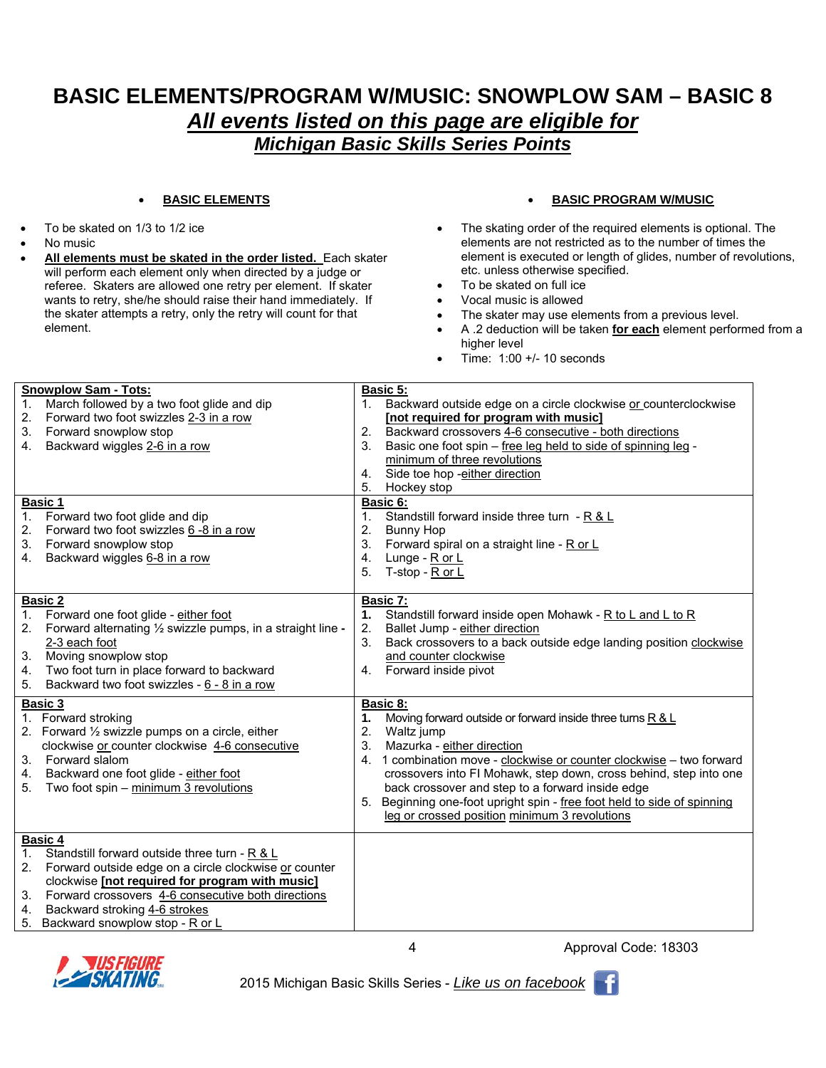# BASIC ELEMENTS/PROGRAM W/MUSIC: SNOWPLOW SAM – BASIC 8

## *All events listed on this page are eligible for Michigan Basic Skills Series Points*

### BASIC ELEMENTS

- To be skated on 1/3 to 1/2 ice
- No music
- **All elements must be skated in the order listed.** Each skater will perform each element only when directed by a judge or referee. Skaters are allowed one retry per element. If skater wants to retry, she/he should raise their hand immediately. If the skater attempts a retry, only the retry will count for that element.

### BASIC PROGRAM W/MUSIC

- The skating order of the required elements is optional. The elements are not restricted as to the number of times the element is executed or length of glides, number of revolutions, etc. unless otherwise specified.
- To be skated on full ice
- Vocal music is allowed
- The skater may use elements from a previous level.
- A .2 deduction will be taken **for each** element performed from a higher level
- Time: 1:00 +/- 10 seconds

| | |
|---|---|
| **Snowplow Sam - Tots:**<br>1. March followed by a two foot glide and dip<br>2. Forward two foot swizzles 2-3 in a row<br>3. Forward snowplow stop<br>4. Backward wiggles 2-6 in a row | **Basic 5:**<br>1. Backward outside edge on a circle clockwise or counterclockwise **[not required for program with music]**<br>2. Backward crossovers 4-6 consecutive - both directions<br>3. Basic one foot spin – free leg held to side of spinning leg - minimum of three revolutions<br>4. Side toe hop -either direction<br>5. Hockey stop |
| **Basic 1**<br>1. Forward two foot glide and dip<br>2. Forward two foot swizzles 6 -8 in a row<br>3. Forward snowplow stop<br>4. Backward wiggles 6-8 in a row | **Basic 6:**<br>1. Standstill forward inside three turn - R & L<br>2. Bunny Hop<br>3. Forward spiral on a straight line - R or L<br>4. Lunge - R or L<br>5. T-stop - R or L |
| **Basic 2**<br>1. Forward one foot glide - either foot<br>2. Forward alternating ½ swizzle pumps, in a straight line - 2-3 each foot<br>3. Moving snowplow stop<br>4. Two foot turn in place forward to backward<br>5. Backward two foot swizzles - 6 - 8 in a row | **Basic 7:**<br>1. Standstill forward inside open Mohawk - R to L and L to R<br>2. Ballet Jump - either direction<br>3. Back crossovers to a back outside edge landing position clockwise and counter clockwise<br>4. Forward inside pivot |
| **Basic 3**<br>1. Forward stroking<br>2. Forward ½ swizzle pumps on a circle, either clockwise or counter clockwise 4-6 consecutive<br>3. Forward slalom<br>4. Backward one foot glide - either foot<br>5. Two foot spin – minimum 3 revolutions | **Basic 8:**<br>1. Moving forward outside or forward inside three turns R & L<br>2. Waltz jump<br>3. Mazurka - either direction<br>4. 1 combination move - clockwise or counter clockwise – two forward crossovers into FI Mohawk, step down, cross behind, step into one back crossover and step to a forward inside edge<br>5. Beginning one-foot upright spin - free foot held to side of spinning leg or crossed position minimum 3 revolutions |
| **Basic 4**<br>1. Standstill forward outside three turn - R & L<br>2. Forward outside edge on a circle clockwise or counter clockwise **[not required for program with music]**<br>3. Forward crossovers 4-6 consecutive both directions<br>4. Backward stroking 4-6 strokes<br>5. Backward snowplow stop - R or L | |

Approval Code: 18303

2015 Michigan Basic Skills Series - *Like us on facebook*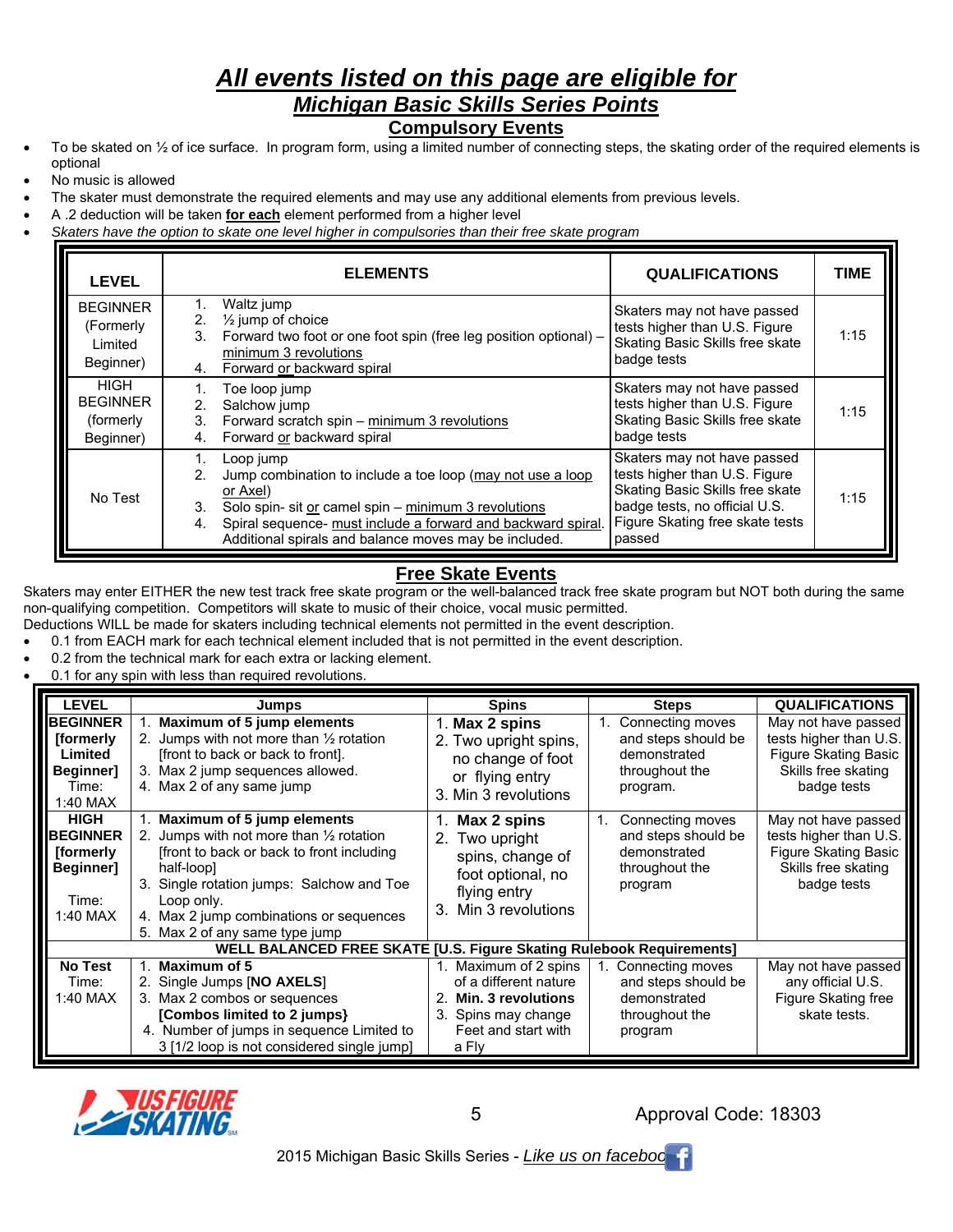# *All events listed on this page are eligible for*
## *Michigan Basic Skills Series Points*
### Compulsory Events

- To be skated on ½ of ice surface. In program form, using a limited number of connecting steps, the skating order of the required elements is optional
- No music is allowed
- The skater must demonstrate the required elements and may use any additional elements from previous levels.
- A .2 deduction will be taken **for each** element performed from a higher level
- *Skaters have the option to skate one level higher in compulsories than their free skate program*

| LEVEL | ELEMENTS | QUALIFICATIONS | TIME |
|---|---|---|---|
| BEGINNER (Formerly Limited Beginner) | 1. Waltz jump<br>2. ½ jump of choice<br>3. Forward two foot or one foot spin (free leg position optional) – minimum 3 revolutions<br>4. Forward or backward spiral | Skaters may not have passed tests higher than U.S. Figure Skating Basic Skills free skate badge tests | 1:15 |
| HIGH BEGINNER (formerly Beginner) | 1. Toe loop jump<br>2. Salchow jump<br>3. Forward scratch spin – minimum 3 revolutions<br>4. Forward or backward spiral | Skaters may not have passed tests higher than U.S. Figure Skating Basic Skills free skate badge tests | 1:15 |
| No Test | 1. Loop jump<br>2. Jump combination to include a toe loop (may not use a loop or Axel)<br>3. Solo spin- sit or camel spin – minimum 3 revolutions<br>4. Spiral sequence- must include a forward and backward spiral. Additional spirals and balance moves may be included. | Skaters may not have passed tests higher than U.S. Figure Skating Basic Skills free skate badge tests, no official U.S. Figure Skating free skate tests passed | 1:15 |

### Free Skate Events

Skaters may enter EITHER the new test track free skate program or the well-balanced track free skate program but NOT both during the same non-qualifying competition. Competitors will skate to music of their choice, vocal music permitted.
Deductions WILL be made for skaters including technical elements not permitted in the event description.

- 0.1 from EACH mark for each technical element included that is not permitted in the event description.
- 0.2 from the technical mark for each extra or lacking element.
- 0.1 for any spin with less than required revolutions.

| LEVEL | Jumps | Spins | Steps | QUALIFICATIONS |
|---|---|---|---|---|
| **BEGINNER [formerly Limited Beginner]** Time: 1:40 MAX | 1. **Maximum of 5 jump elements**<br>2. Jumps with not more than ½ rotation [front to back or back to front].<br>3. Max 2 jump sequences allowed.<br>4. Max 2 of any same jump | 1. **Max 2 spins**<br>2. Two upright spins, no change of foot or flying entry<br>3. Min 3 revolutions | 1. Connecting moves and steps should be demonstrated throughout the program. | May not have passed tests higher than U.S. Figure Skating Basic Skills free skating badge tests |
| **HIGH BEGINNER [formerly Beginner]** Time: 1:40 MAX | 1. **Maximum of 5 jump elements**<br>2. Jumps with not more than ½ rotation [front to back or back to front including half-loop]<br>3. Single rotation jumps: Salchow and Toe Loop only.<br>4. Max 2 jump combinations or sequences<br>5. Max 2 of any same type jump | 1. **Max 2 spins**<br>2. Two upright spins, change of foot optional, no flying entry<br>3. Min 3 revolutions | 1. Connecting moves and steps should be demonstrated throughout the program | May not have passed tests higher than U.S. Figure Skating Basic Skills free skating badge tests |
| **WELL BALANCED FREE SKATE [U.S. Figure Skating Rulebook Requirements]** | | | | |
| **No Test** Time: 1:40 MAX | 1. **Maximum of 5**<br>2. Single Jumps [**NO AXELS**]<br>3. Max 2 combos or sequences **[Combos limited to 2 jumps}**<br>4. Number of jumps in sequence Limited to 3 [1/2 loop is not considered single jump] | 1. Maximum of 2 spins of a different nature<br>2. **Min. 3 revolutions**<br>3. Spins may change Feet and start with a Fly | 1. Connecting moves and steps should be demonstrated throughout the program | May not have passed any official U.S. Figure Skating free skate tests. |

Approval Code: 18303

2015 Michigan Basic Skills Series - *Like us on faceboo*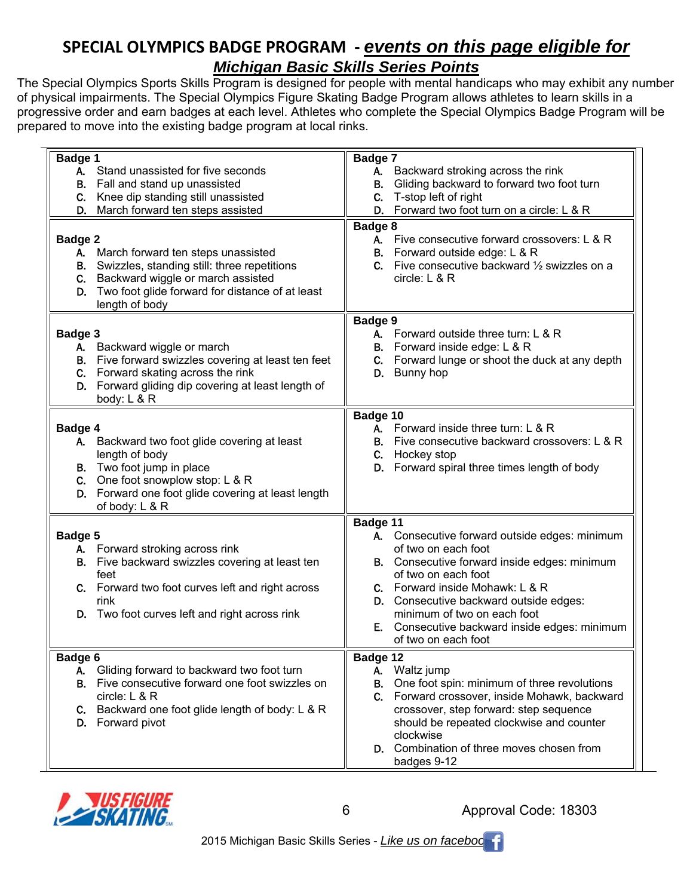## SPECIAL OLYMPICS BADGE PROGRAM - *events on this page eligible for Michigan Basic Skills Series Points*

The Special Olympics Sports Skills Program is designed for people with mental handicaps who may exhibit any number of physical impairments. The Special Olympics Figure Skating Badge Program allows athletes to learn skills in a progressive order and earn badges at each level. Athletes who complete the Special Olympics Badge Program will be prepared to move into the existing badge program at local rinks.

**Badge 1**

A. Stand unassisted for five seconds
B. Fall and stand up unassisted
C. Knee dip standing still unassisted
D. March forward ten steps assisted

**Badge 2**

A. March forward ten steps unassisted
B. Swizzles, standing still: three repetitions
C. Backward wiggle or march assisted
D. Two foot glide forward for distance of at least length of body

**Badge 3**

A. Backward wiggle or march
B. Five forward swizzles covering at least ten feet
C. Forward skating across the rink
D. Forward gliding dip covering at least length of body: L & R

**Badge 4**

A. Backward two foot glide covering at least length of body
B. Two foot jump in place
C. One foot snowplow stop: L & R
D. Forward one foot glide covering at least length of body: L & R

**Badge 5**

A. Forward stroking across rink
B. Five backward swizzles covering at least ten feet
C. Forward two foot curves left and right across rink
D. Two foot curves left and right across rink

**Badge 6**

A. Gliding forward to backward two foot turn
B. Five consecutive forward one foot swizzles on circle: L & R
C. Backward one foot glide length of body: L & R
D. Forward pivot

**Badge 7**

A. Backward stroking across the rink
B. Gliding backward to forward two foot turn
C. T-stop left of right
D. Forward two foot turn on a circle: L & R

**Badge 8**

A. Five consecutive forward crossovers: L & R
B. Forward outside edge: L & R
C. Five consecutive backward ½ swizzles on a circle: L & R

**Badge 9**

A. Forward outside three turn: L & R
B. Forward inside edge: L & R
C. Forward lunge or shoot the duck at any depth
D. Bunny hop

**Badge 10**

A. Forward inside three turn: L & R
B. Five consecutive backward crossovers: L & R
C. Hockey stop
D. Forward spiral three times length of body

**Badge 11**

A. Consecutive forward outside edges: minimum of two on each foot
B. Consecutive forward inside edges: minimum of two on each foot
C. Forward inside Mohawk: L & R
D. Consecutive backward outside edges: minimum of two on each foot
E. Consecutive backward inside edges: minimum of two on each foot

**Badge 12**

A. Waltz jump
B. One foot spin: minimum of three revolutions
C. Forward crossover, inside Mohawk, backward crossover, step forward: step sequence should be repeated clockwise and counter clockwise
D. Combination of three moves chosen from badges 9-12

Approval Code: 18303

2015 Michigan Basic Skills Series - *Like us on facebook*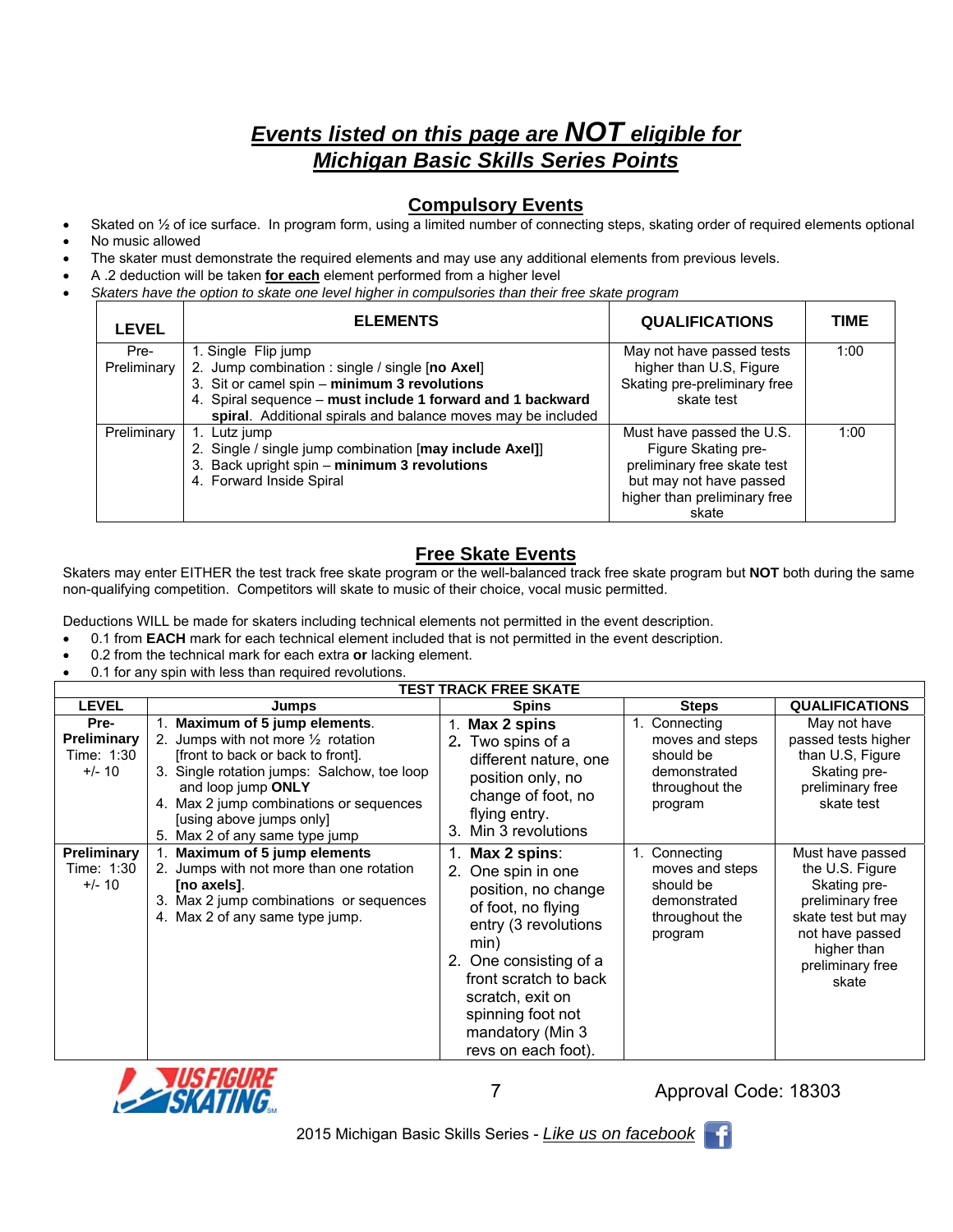# *Events listed on this page are NOT eligible for Michigan Basic Skills Series Points*

## Compulsory Events

- Skated on ½ of ice surface. In program form, using a limited number of connecting steps, skating order of required elements optional
- No music allowed
- The skater must demonstrate the required elements and may use any additional elements from previous levels.
- A .2 deduction will be taken **for each** element performed from a higher level
- *Skaters have the option to skate one level higher in compulsories than their free skate program*

| LEVEL | ELEMENTS | QUALIFICATIONS | TIME |
|---|---|---|---|
| Pre-Preliminary | 1. Single Flip jump<br>2. Jump combination : single / single [**no Axel**]<br>3. Sit or camel spin – **minimum 3 revolutions**<br>4. Spiral sequence – **must include 1 forward and 1 backward spiral**. Additional spirals and balance moves may be included | May not have passed tests higher than U.S, Figure Skating pre-preliminary free skate test | 1:00 |
| Preliminary | 1. Lutz jump<br>2. Single / single jump combination [**may include Axel**]]<br>3. Back upright spin – **minimum 3 revolutions**<br>4. Forward Inside Spiral | Must have passed the U.S. Figure Skating pre-preliminary free skate test but may not have passed higher than preliminary free skate | 1:00 |

## Free Skate Events

Skaters may enter EITHER the test track free skate program or the well-balanced track free skate program but **NOT** both during the same non-qualifying competition. Competitors will skate to music of their choice, vocal music permitted.

Deductions WILL be made for skaters including technical elements not permitted in the event description.

- 0.1 from **EACH** mark for each technical element included that is not permitted in the event description.
- 0.2 from the technical mark for each extra **or** lacking element.
- 0.1 for any spin with less than required revolutions.

| TEST TRACK FREE SKATE | | | | |
|---|---|---|---|---|
| **LEVEL** | **Jumps** | **Spins** | **Steps** | **QUALIFICATIONS** |
| **Pre-Preliminary**<br>Time: 1:30 +/- 10 | 1. **Maximum of 5 jump elements**.<br>2. Jumps with not more ½ rotation [front to back or back to front].<br>3. Single rotation jumps: Salchow, toe loop and loop jump **ONLY**<br>4. Max 2 jump combinations or sequences [using above jumps only]<br>5. Max 2 of any same type jump | 1. **Max 2 spins**<br>2. Two spins of a different nature, one position only, no change of foot, no flying entry.<br>3. Min 3 revolutions | 1. Connecting moves and steps should be demonstrated throughout the program | May not have passed tests higher than U.S, Figure Skating pre-preliminary free skate test |
| **Preliminary**<br>Time: 1:30 +/- 10 | 1. **Maximum of 5 jump elements**<br>2. Jumps with not more than one rotation **[no axels]**.<br>3. Max 2 jump combinations or sequences<br>4. Max 2 of any same type jump. | 1. **Max 2 spins**:<br>2. One spin in one position, no change of foot, no flying entry (3 revolutions min)<br>2. One consisting of a front scratch to back scratch, exit on spinning foot not mandatory (Min 3 revs on each foot). | 1. Connecting moves and steps should be demonstrated throughout the program | Must have passed the U.S. Figure Skating pre-preliminary free skate test but may not have passed higher than preliminary free skate |

Approval Code: 18303

2015 Michigan Basic Skills Series - *Like us on facebook*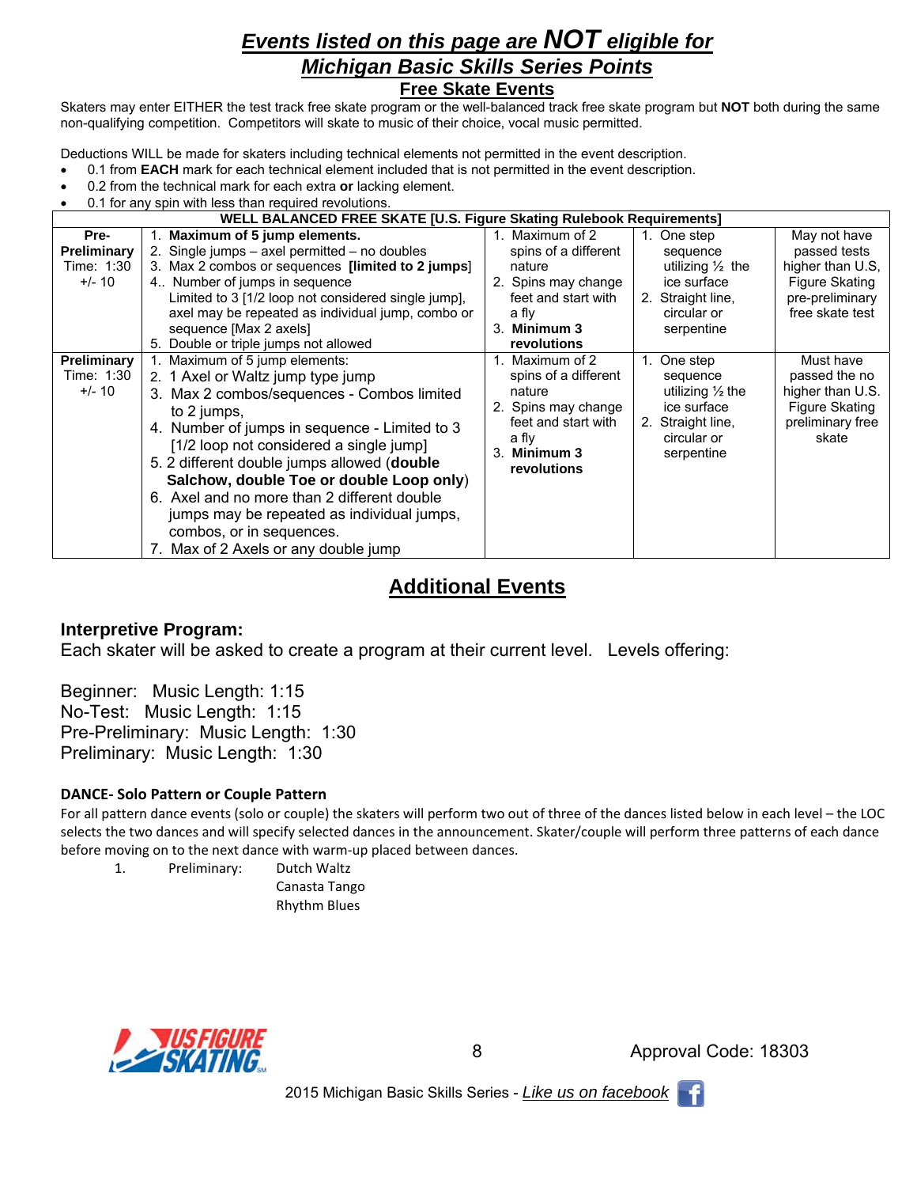# *Events listed on this page are **NOT** eligible for Michigan Basic Skills Series Points*

## Free Skate Events

Skaters may enter EITHER the test track free skate program or the well-balanced track free skate program but **NOT** both during the same non-qualifying competition. Competitors will skate to music of their choice, vocal music permitted.

Deductions WILL be made for skaters including technical elements not permitted in the event description.

- 0.1 from **EACH** mark for each technical element included that is not permitted in the event description.
- 0.2 from the technical mark for each extra **or** lacking element.
- 0.1 for any spin with less than required revolutions.

| WELL BALANCED FREE SKATE [U.S. Figure Skating Rulebook Requirements] | | | | |
|---|---|---|---|---|
| **Pre-Preliminary** Time: 1:30 +/- 10 | 1. **Maximum of 5 jump elements.** 2. Single jumps – axel permitted – no doubles 3. Max 2 combos or sequences **[limited to 2 jumps]** 4.. Number of jumps in sequence Limited to 3 [1/2 loop not considered single jump], axel may be repeated as individual jump, combo or sequence [Max 2 axels] 5. Double or triple jumps not allowed | 1. Maximum of 2 spins of a different nature 2. Spins may change feet and start with a fly 3. **Minimum 3 revolutions** | 1. One step sequence utilizing ½ the ice surface 2. Straight line, circular or serpentine | May not have passed tests higher than U.S, Figure Skating pre-preliminary free skate test |
| **Preliminary** Time: 1:30 +/- 10 | 1. Maximum of 5 jump elements: 2. 1 Axel or Waltz jump type jump 3. Max 2 combos/sequences - Combos limited to 2 jumps, 4. Number of jumps in sequence - Limited to 3 [1/2 loop not considered a single jump] 5. 2 different double jumps allowed (**double Salchow, double Toe or double Loop only**) 6. Axel and no more than 2 different double jumps may be repeated as individual jumps, combos, or in sequences. 7. Max of 2 Axels or any double jump | 1. Maximum of 2 spins of a different nature 2. Spins may change feet and start with a fly 3. **Minimum 3 revolutions** | 1. One step sequence utilizing ½ the ice surface 2. Straight line, circular or serpentine | Must have passed the no higher than U.S. Figure Skating preliminary free skate |

## Additional Events

### Interpretive Program:

Each skater will be asked to create a program at their current level. Levels offering:

Beginner: Music Length: 1:15
No-Test: Music Length: 1:15
Pre-Preliminary: Music Length: 1:30
Preliminary: Music Length: 1:30

### DANCE- Solo Pattern or Couple Pattern

For all pattern dance events (solo or couple) the skaters will perform two out of three of the dances listed below in each level – the LOC selects the two dances and will specify selected dances in the announcement. Skater/couple will perform three patterns of each dance before moving on to the next dance with warm-up placed between dances.

1. Preliminary: Dutch Waltz
   Canasta Tango
   Rhythm Blues

Approval Code: 18303

2015 Michigan Basic Skills Series - *Like us on facebook*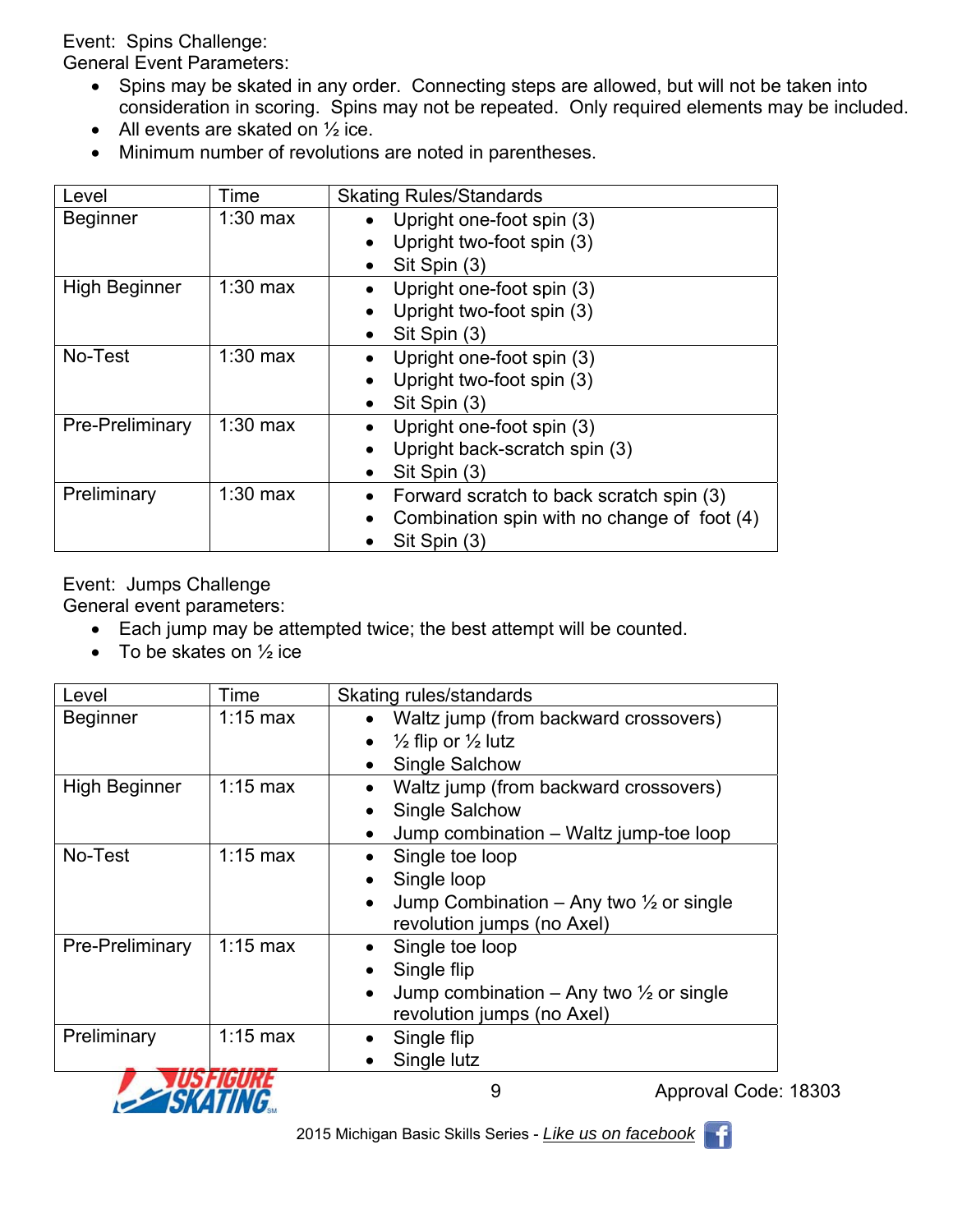Event: Spins Challenge:
General Event Parameters:

- Spins may be skated in any order. Connecting steps are allowed, but will not be taken into consideration in scoring. Spins may not be repeated. Only required elements may be included.
- All events are skated on ½ ice.
- Minimum number of revolutions are noted in parentheses.

| Level | Time | Skating Rules/Standards |
|---|---|---|
| Beginner | 1:30 max | • Upright one-foot spin (3)<br>• Upright two-foot spin (3)<br>• Sit Spin (3) |
| High Beginner | 1:30 max | • Upright one-foot spin (3)<br>• Upright two-foot spin (3)<br>• Sit Spin (3) |
| No-Test | 1:30 max | • Upright one-foot spin (3)<br>• Upright two-foot spin (3)<br>• Sit Spin (3) |
| Pre-Preliminary | 1:30 max | • Upright one-foot spin (3)<br>• Upright back-scratch spin (3)<br>• Sit Spin (3) |
| Preliminary | 1:30 max | • Forward scratch to back scratch spin (3)<br>• Combination spin with no change of foot (4)<br>• Sit Spin (3) |

Event: Jumps Challenge
General event parameters:

- Each jump may be attempted twice; the best attempt will be counted.
- To be skates on ½ ice

| Level | Time | Skating rules/standards |
|---|---|---|
| Beginner | 1:15 max | • Waltz jump (from backward crossovers)<br>• ½ flip or ½ lutz<br>• Single Salchow |
| High Beginner | 1:15 max | • Waltz jump (from backward crossovers)<br>• Single Salchow<br>• Jump combination – Waltz jump-toe loop |
| No-Test | 1:15 max | • Single toe loop<br>• Single loop<br>• Jump Combination – Any two ½ or single revolution jumps (no Axel) |
| Pre-Preliminary | 1:15 max | • Single toe loop<br>• Single flip<br>• Jump combination – Any two ½ or single revolution jumps (no Axel) |
| Preliminary | 1:15 max | • Single flip<br>• Single lutz |

Approval Code: 18303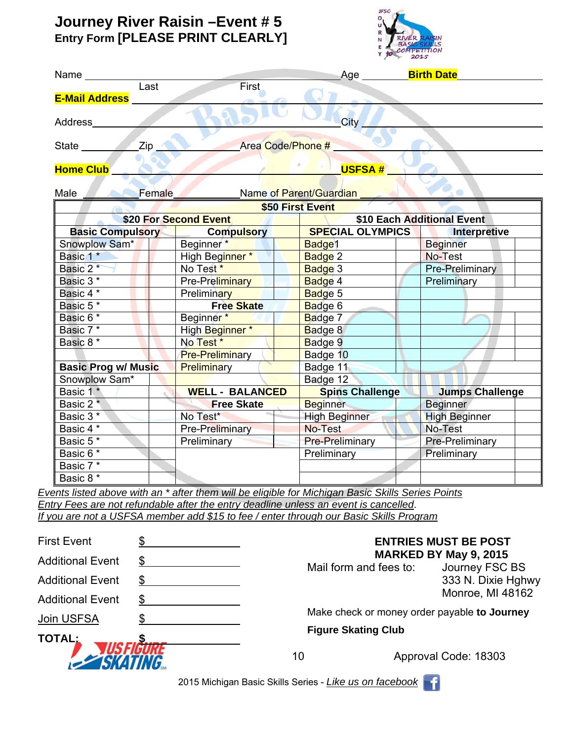# Journey River Raisin –Event # 5

## Entry Form [PLEASE PRINT CLEARLY]

Name ______________________ Age ________ **Birth Date** ____________
Last First

**E-Mail Address** ____________________________________________

Address ______________________________ City ____________________

State ________ Zip ____________ Area Code/Phone # ____________________

**Home Club** ______________________________ **USFSA #** ________________

Male ________ Female ________ Name of Parent/Guardian ________________

| **$50 First Event** | | | | | | | |
|---|---|---|---|---|---|---|---|
| **$20 For Second Event** | | | | **$10 Each Additional Event** | | | |
| **Basic Compulsory** | | **Compulsory** | | **SPECIAL OLYMPICS** | | **Interpretive** | |
| Snowplow Sam* | | Beginner * | | Badge1 | | Beginner | |
| Basic 1 * | | High Beginner * | | Badge 2 | | No-Test | |
| Basic 2 * | | No Test * | | Badge 3 | | Pre-Preliminary | |
| Basic 3 * | | Pre-Preliminary | | Badge 4 | | Preliminary | |
| Basic 4 * | | Preliminary | | Badge 5 | | | |
| Basic 5 * | | **Free Skate** | | Badge 6 | | | |
| Basic 6 * | | Beginner * | | Badge 7 | | | |
| Basic 7 * | | High Beginner * | | Badge 8 | | | |
| Basic 8 * | | No Test * | | Badge 9 | | | |
| | | Pre-Preliminary | | Badge 10 | | | |
| **Basic Prog w/ Music** | | Preliminary | | Badge 11 | | | |
| Snowplow Sam* | | | | Badge 12 | | | |
| Basic 1 * | | **WELL - BALANCED** | | **Spins Challenge** | | **Jumps Challenge** | |
| Basic 2 * | | **Free Skate** | | Beginner | | Beginner | |
| Basic 3 * | | No Test* | | High Beginner | | High Beginner | |
| Basic 4 * | | Pre-Preliminary | | No-Test | | No-Test | |
| Basic 5 * | | Preliminary | | Pre-Preliminary | | Pre-Preliminary | |
| Basic 6 * | | | | Preliminary | | Preliminary | |
| Basic 7 * | | | | | | | |
| Basic 8 * | | | | | | | |

*Events listed above with an * after them will be eligible for Michigan Basic Skills Series Points*
*Entry Fees are not refundable after the entry deadline unless an event is cancelled.*
*If you are not a USFSA member add $15 to fee / enter through our Basic Skills Program*

First Event $ ____________
Additional Event $ ____________
Additional Event $ ____________
Additional Event $ ____________
Join USFSA $ ____________
**TOTAL:** **$** ____________

**ENTRIES MUST BE POST MARKED BY May 9, 2015**

Mail form and fees to: Journey FSC BS
333 N. Dixie Hghwy
Monroe, MI 48162

Make check or money order payable **to Journey Figure Skating Club**

Approval Code: 18303

2015 Michigan Basic Skills Series - *Like us on facebook*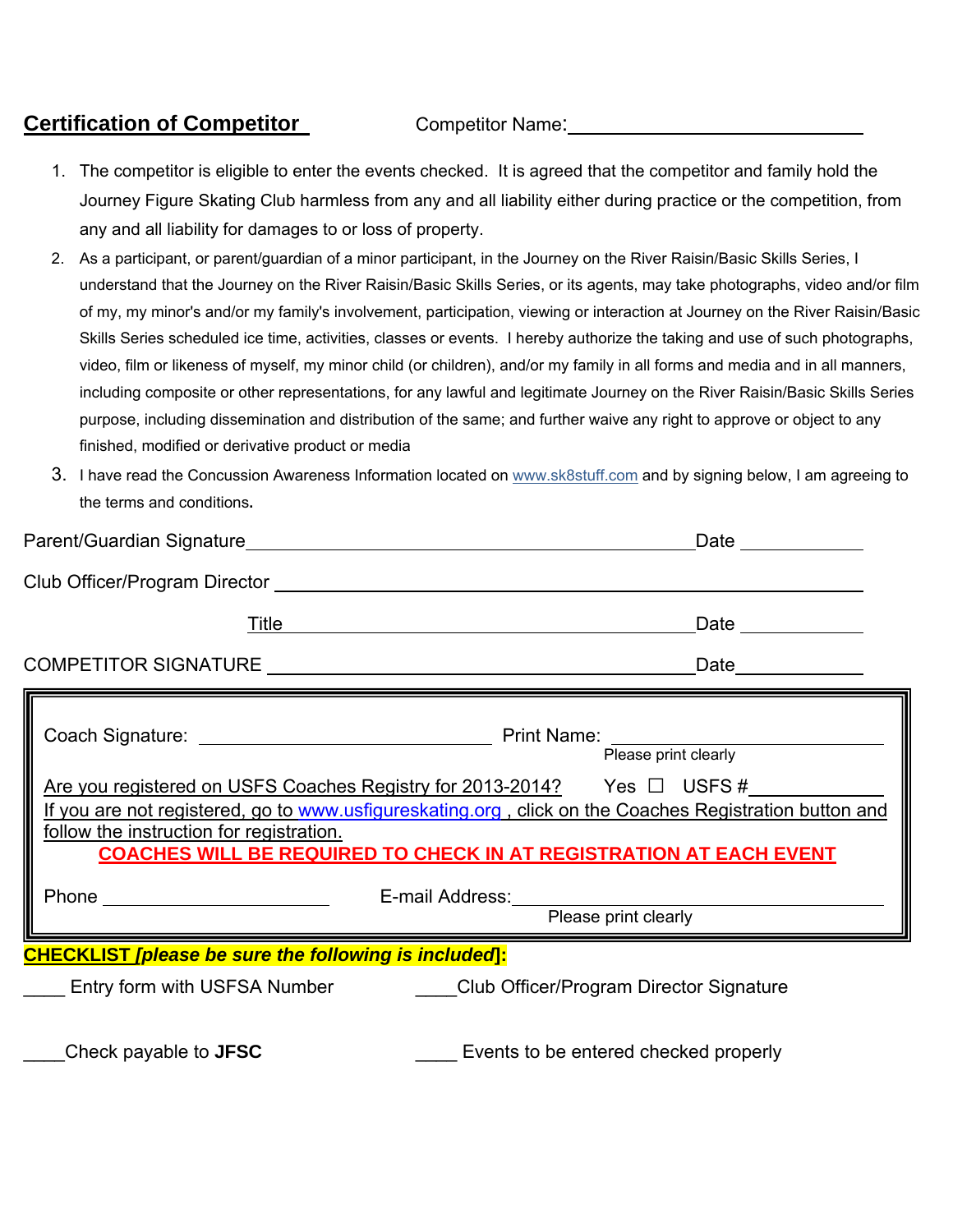## Certification of Competitor

Competitor Name:______________________________

1. The competitor is eligible to enter the events checked. It is agreed that the competitor and family hold the Journey Figure Skating Club harmless from any and all liability either during practice or the competition, from any and all liability for damages to or loss of property.
2. As a participant, or parent/guardian of a minor participant, in the Journey on the River Raisin/Basic Skills Series, I understand that the Journey on the River Raisin/Basic Skills Series, or its agents, may take photographs, video and/or film of my, my minor's and/or my family's involvement, participation, viewing or interaction at Journey on the River Raisin/Basic Skills Series scheduled ice time, activities, classes or events. I hereby authorize the taking and use of such photographs, video, film or likeness of myself, my minor child (or children), and/or my family in all forms and media and in all manners, including composite or other representations, for any lawful and legitimate Journey on the River Raisin/Basic Skills Series purpose, including dissemination and distribution of the same; and further waive any right to approve or object to any finished, modified or derivative product or media
3. I have read the Concussion Awareness Information located on www.sk8stuff.com and by signing below, I am agreeing to the terms and conditions.

Parent/Guardian Signature______________________________________________ Date ____________

Club Officer/Program Director ______________________________________________

Title ______________________________________________ Date ____________

COMPETITOR SIGNATURE ______________________________________________ Date____________

---

Coach Signature: ______________________________ Print Name: ______________________________
Please print clearly

Are you registered on USFS Coaches Registry for 2013-2014? Yes ☐ USFS #____________

If you are not registered, go to www.usfigureskating.org , click on the Coaches Registration button and follow the instruction for registration.

**COACHES WILL BE REQUIRED TO CHECK IN AT REGISTRATION AT EACH EVENT**

Phone ______________________ E-mail Address:______________________________
Please print clearly

---

**CHECKLIST *[please be sure the following is included]*:**

____ Entry form with USFSA Number

____Club Officer/Program Director Signature

____Check payable to **JFSC**

____ Events to be entered checked properly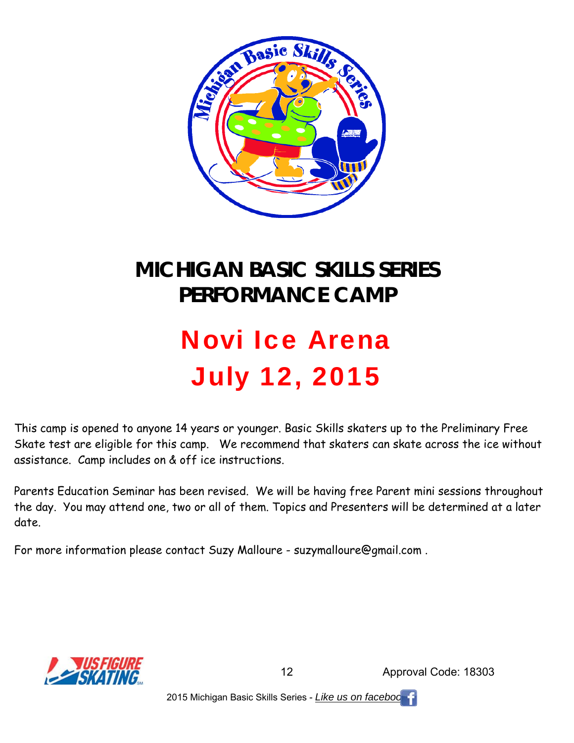# MICHIGAN BASIC SKILLS SERIES PERFORMANCE CAMP

## Novi Ice Arena

## July 12, 2015

This camp is opened to anyone 14 years or younger. Basic Skills skaters up to the Preliminary Free Skate test are eligible for this camp. We recommend that skaters can skate across the ice without assistance. Camp includes on & off ice instructions.

Parents Education Seminar has been revised. We will be having free Parent mini sessions throughout the day. You may attend one, two or all of them. Topics and Presenters will be determined at a later date.

For more information please contact Suzy Malloure - suzymalloure@gmail.com .

Approval Code: 18303